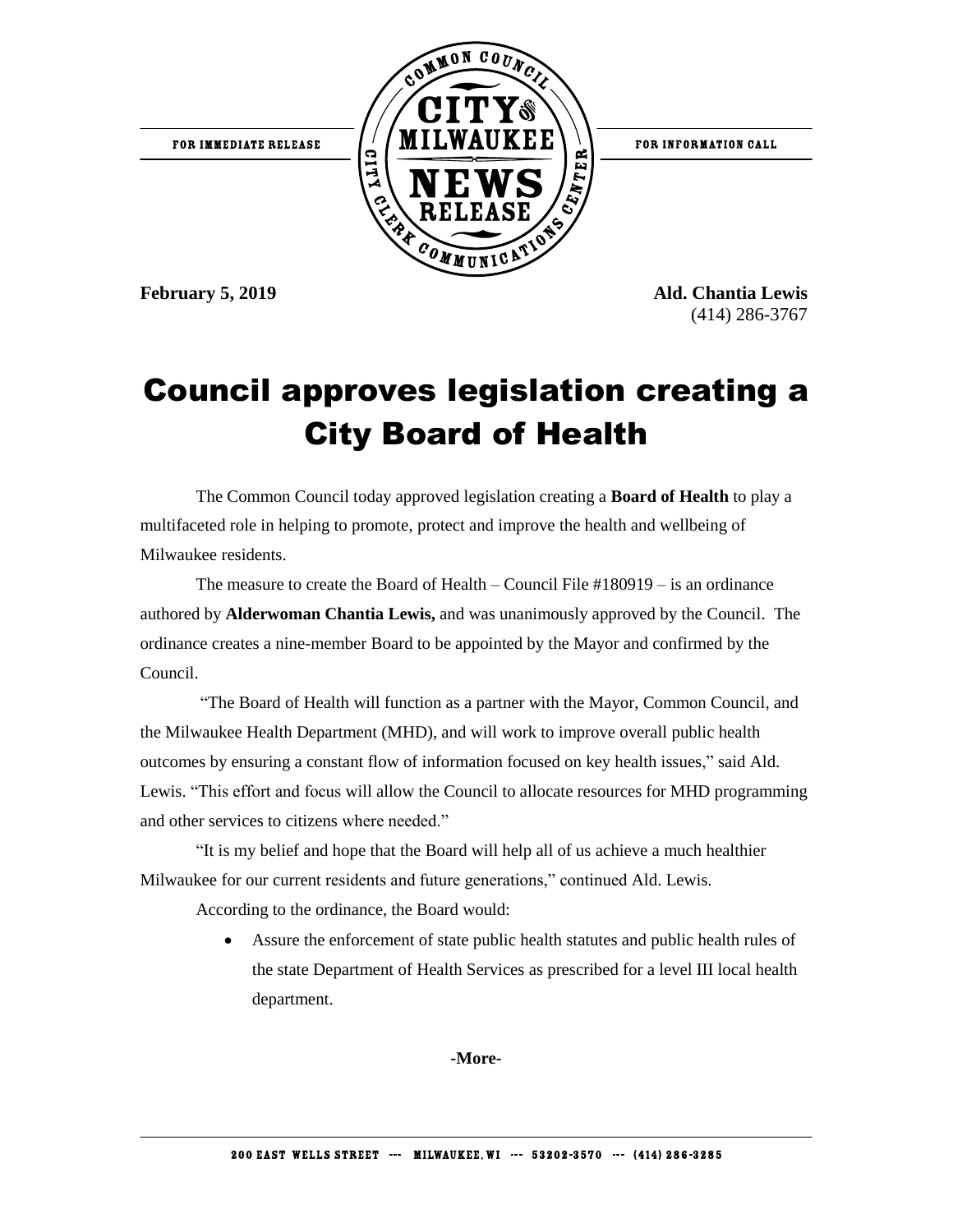FOR IMMEDIATE RELEASE

COMMON COUNCIL CITY OF MILWAUKEE NEWS RELEASE — CITY CLERK COMMUNICATIONS CENTER

FOR INFORMATION CALL

**February 5, 2019**

**Ald. Chantia Lewis**
(414) 286-3767

# Council approves legislation creating a City Board of Health

The Common Council today approved legislation creating a **Board of Health** to play a multifaceted role in helping to promote, protect and improve the health and wellbeing of Milwaukee residents.

The measure to create the Board of Health – Council File #180919 – is an ordinance authored by **Alderwoman Chantia Lewis,** and was unanimously approved by the Council. The ordinance creates a nine-member Board to be appointed by the Mayor and confirmed by the Council.

"The Board of Health will function as a partner with the Mayor, Common Council, and the Milwaukee Health Department (MHD), and will work to improve overall public health outcomes by ensuring a constant flow of information focused on key health issues," said Ald. Lewis. "This effort and focus will allow the Council to allocate resources for MHD programming and other services to citizens where needed."

"It is my belief and hope that the Board will help all of us achieve a much healthier Milwaukee for our current residents and future generations," continued Ald. Lewis.

According to the ordinance, the Board would:

- Assure the enforcement of state public health statutes and public health rules of the state Department of Health Services as prescribed for a level III local health department.

**-More-**

200 EAST WELLS STREET --- MILWAUKEE, WI --- 53202-3570 --- (414) 286-3285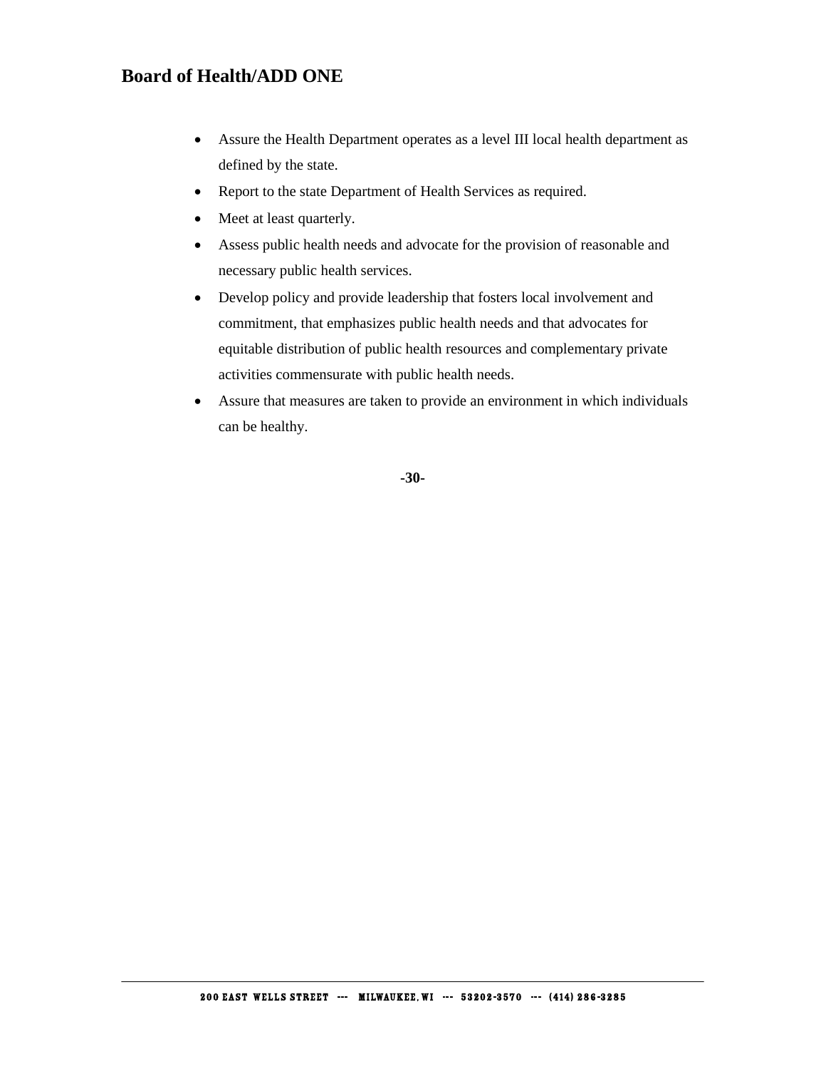- Assure the Health Department operates as a level III local health department as defined by the state.
- Report to the state Department of Health Services as required.
- Meet at least quarterly.
- Assess public health needs and advocate for the provision of reasonable and necessary public health services.
- Develop policy and provide leadership that fosters local involvement and commitment, that emphasizes public health needs and that advocates for equitable distribution of public health resources and complementary private activities commensurate with public health needs.
- Assure that measures are taken to provide an environment in which individuals can be healthy.

**-30-**